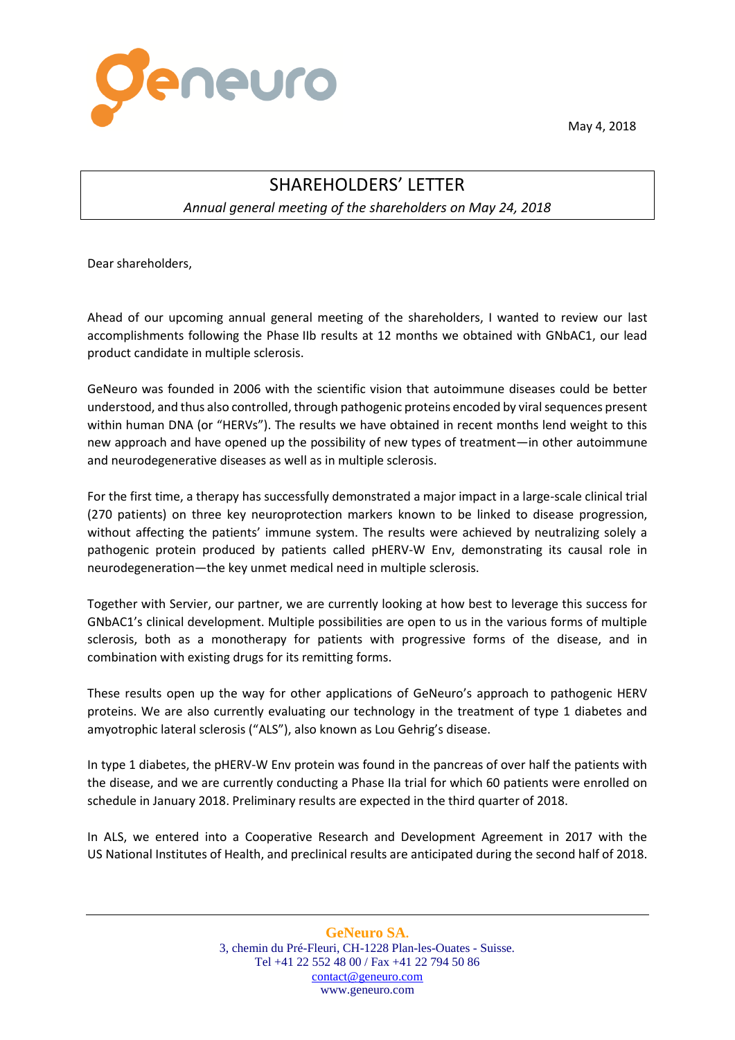May 4, 2018

# SHAREHOLDERS' LETTER

*Annual general meeting of the shareholders on May 24, 2018*

Dear shareholders,

Ahead of our upcoming annual general meeting of the shareholders, I wanted to review our last accomplishments following the Phase IIb results at 12 months we obtained with GNbAC1, our lead product candidate in multiple sclerosis.

GeNeuro was founded in 2006 with the scientific vision that autoimmune diseases could be better understood, and thus also controlled, through pathogenic proteins encoded by viral sequences present within human DNA (or "HERVs"). The results we have obtained in recent months lend weight to this new approach and have opened up the possibility of new types of treatment—in other autoimmune and neurodegenerative diseases as well as in multiple sclerosis.

For the first time, a therapy has successfully demonstrated a major impact in a large-scale clinical trial (270 patients) on three key neuroprotection markers known to be linked to disease progression, without affecting the patients' immune system. The results were achieved by neutralizing solely a pathogenic protein produced by patients called pHERV-W Env, demonstrating its causal role in neurodegeneration—the key unmet medical need in multiple sclerosis.

Together with Servier, our partner, we are currently looking at how best to leverage this success for GNbAC1's clinical development. Multiple possibilities are open to us in the various forms of multiple sclerosis, both as a monotherapy for patients with progressive forms of the disease, and in combination with existing drugs for its remitting forms.

These results open up the way for other applications of GeNeuro's approach to pathogenic HERV proteins. We are also currently evaluating our technology in the treatment of type 1 diabetes and amyotrophic lateral sclerosis ("ALS"), also known as Lou Gehrig's disease.

In type 1 diabetes, the pHERV-W Env protein was found in the pancreas of over half the patients with the disease, and we are currently conducting a Phase IIa trial for which 60 patients were enrolled on schedule in January 2018. Preliminary results are expected in the third quarter of 2018.

In ALS, we entered into a Cooperative Research and Development Agreement in 2017 with the US National Institutes of Health, and preclinical results are anticipated during the second half of 2018.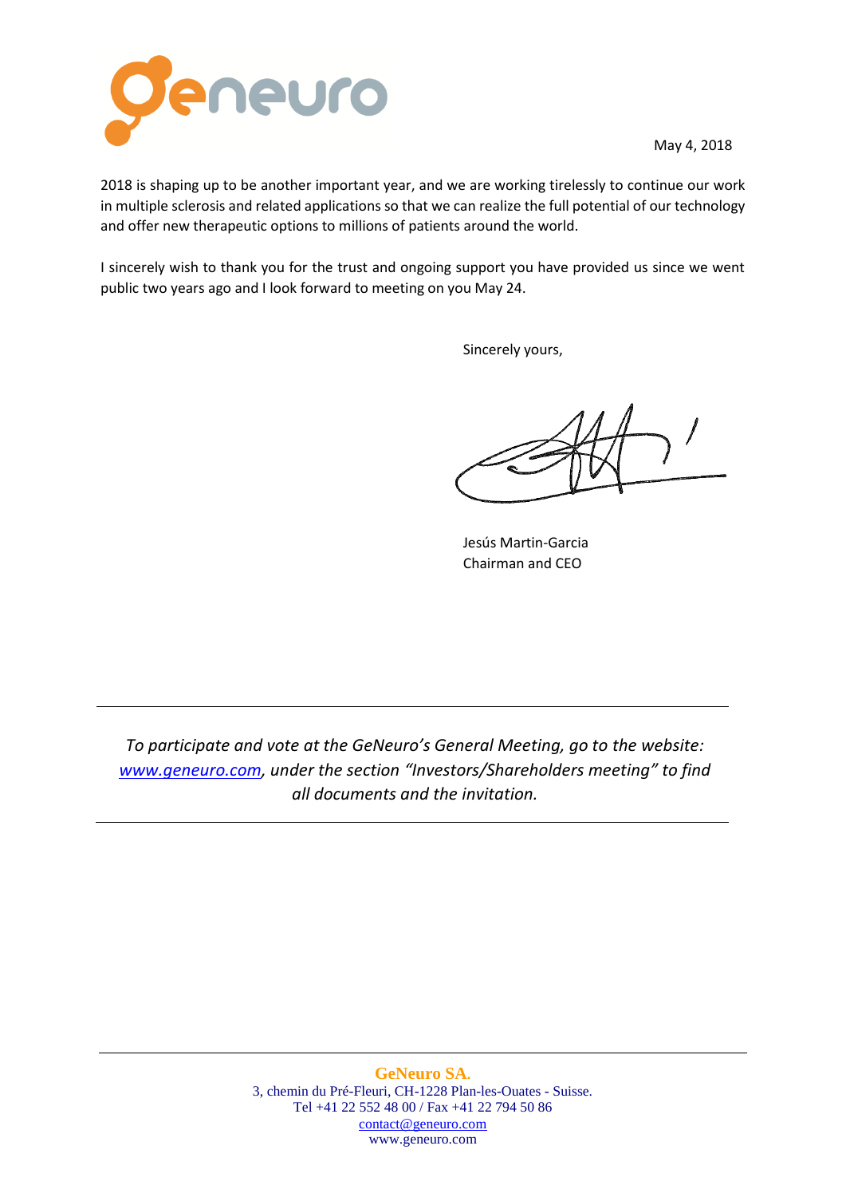May 4, 2018

2018 is shaping up to be another important year, and we are working tirelessly to continue our work in multiple sclerosis and related applications so that we can realize the full potential of our technology and offer new therapeutic options to millions of patients around the world.

I sincerely wish to thank you for the trust and ongoing support you have provided us since we went public two years ago and I look forward to meeting on you May 24.

Sincerely yours,

Jesús Martin-Garcia
Chairman and CEO

---

*To participate and vote at the GeNeuro's General Meeting, go to the website: [www.geneuro.com](http://www.geneuro.com), under the section "Investors/Shareholders meeting" to find all documents and the invitation.*

---

**GeNeuro SA.**
3, chemin du Pré-Fleuri, CH-1228 Plan-les-Ouates - Suisse.
Tel +41 22 552 48 00 / Fax +41 22 794 50 86
contact@geneuro.com
www.geneuro.com